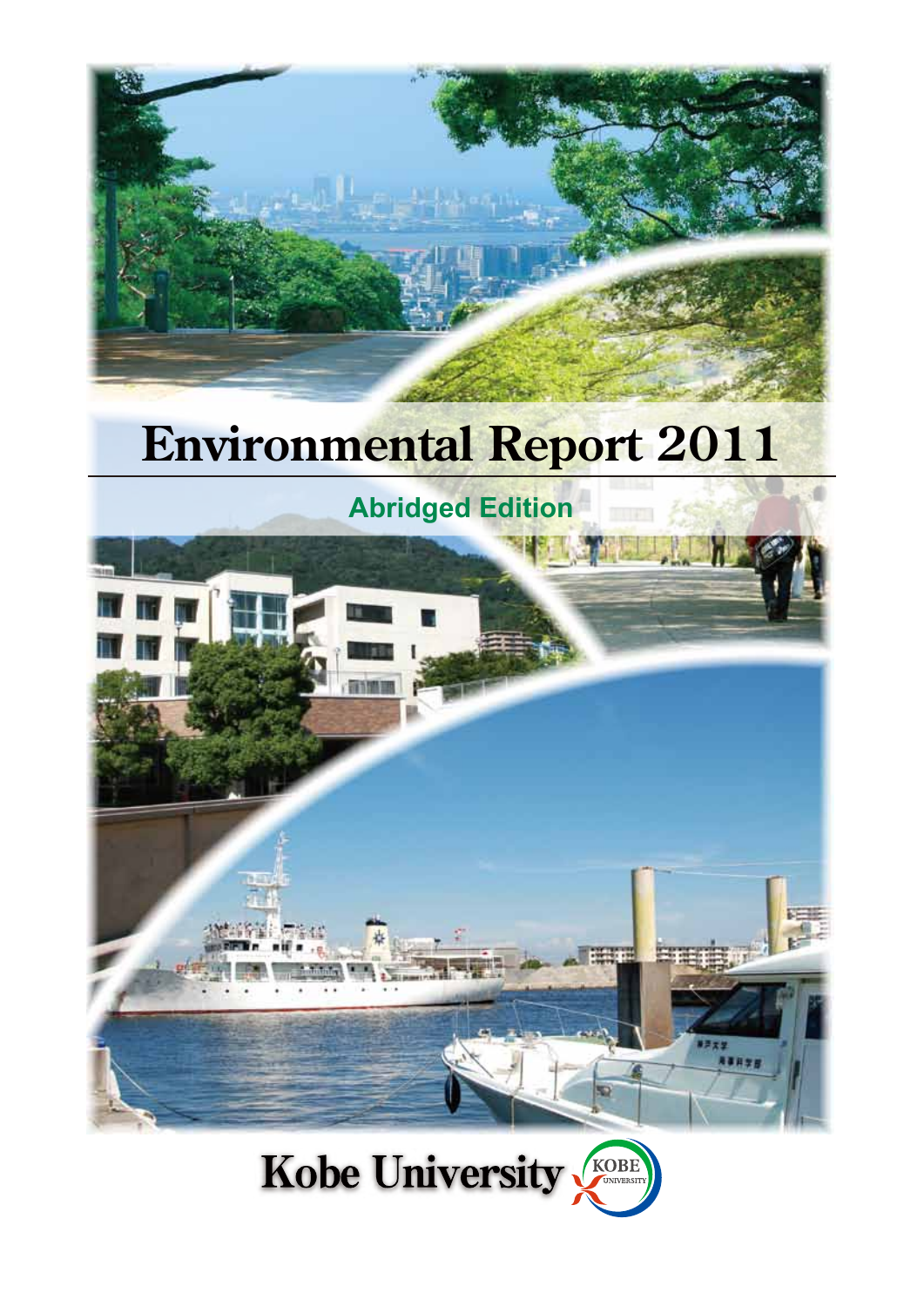# Environmental Report 2011

## Abridged Edition

Kobe University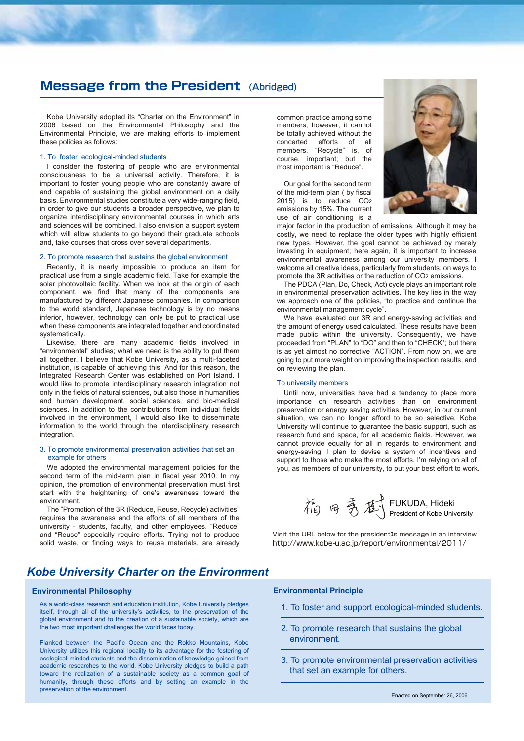# Message from the President (Abridged)

Kobe University adopted its "Charter on the Environment" in 2006 based on the Environmental Philosophy and the Environmental Principle, we are making efforts to implement these policies as follows:

### 1. To foster ecological-minded students

I consider the fostering of people who are environmental consciousness to be a universal activity. Therefore, it is important to foster young people who are constantly aware of and capable of sustaining the global environment on a daily basis. Environmental studies constitute a very wide-ranging field, in order to give our students a broader perspective, we plan to organize interdisciplinary environmental courses in which arts and sciences will be combined. I also envision a support system which will allow students to go beyond their graduate schools and, take courses that cross over several departments.

### 2. To promote research that sustains the global environment

Recently, it is nearly impossible to produce an item for practical use from a single academic field. Take for example the solar photovoltaic facility. When we look at the origin of each component, we find that many of the components are manufactured by different Japanese companies. In comparison to the world standard, Japanese technology is by no means inferior, however, technology can only be put to practical use when these components are integrated together and coordinated systematically.

Likewise, there are many academic fields involved in "environmental" studies; what we need is the ability to put them all together. I believe that Kobe University, as a multi-faceted institution, is capable of achieving this. And for this reason, the Integrated Research Center was established on Port Island. I would like to promote interdisciplinary research integration not only in the fields of natural sciences, but also those in humanities and human development, social sciences, and bio-medical sciences. In addition to the contributions from individual fields involved in the environment, I would also like to disseminate information to the world through the interdisciplinary research integration.

### 3. To promote environmental preservation activities that set an example for others

We adopted the environmental management policies for the second term of the mid-term plan in fiscal year 2010. In my opinion, the promotion of environmental preservation must first start with the heightening of one's awareness toward the environment.

The "Promotion of the 3R (Reduce, Reuse, Recycle) activities" requires the awareness and the efforts of all members of the university - students, faculty, and other employees. "Reduce" and "Reuse" especially require efforts. Trying not to produce solid waste, or finding ways to reuse materials, are already common practice among some members; however, it cannot be totally achieved without the concerted efforts of all members. "Recycle" is, of course, important; but the most important is "Reduce".

Our goal for the second term of the mid-term plan ( by fiscal 2015) is to reduce $CO_2$ emissions by 15%. The current use of air conditioning is a major factor in the production of emissions. Although it may be costly, we need to replace the older types with highly efficient new types. However, the goal cannot be achieved by merely investing in equipment; here again, it is important to increase environmental awareness among our university members. I welcome all creative ideas, particularly from students, on ways to promote the 3R activities or the reduction of $CO_2$ emissions.

The PDCA (Plan, Do, Check, Act) cycle plays an important role in environmental preservation activities. The key lies in the way we approach one of the policies, "to practice and continue the environmental management cycle".

We have evaluated our 3R and energy-saving activities and the amount of energy used calculated. These results have been made public within the university. Consequently, we have proceeded from "PLAN" to "DO" and then to "CHECK"; but there is as yet almost no corrective "ACTION". From now on, we are going to put more weight on improving the inspection results, and on reviewing the plan.

### To university members

Until now, universities have had a tendency to place more importance on research activities than on environment preservation or energy saving activities. However, in our current situation, we can no longer afford to be so selective. Kobe University will continue to guarantee the basic support, such as research fund and space, for all academic fields. However, we cannot provide equally for all in regards to environment and energy-saving. I plan to devise a system of incentives and support to those who make the most efforts. I'm relying on all of you, as members of our university, to put your best effort to work.

福田秀樹 FUKUDA, Hideki
President of Kobe University

Visit the URL below for the president's message in an interview
http://www.kobe-u.ac.jp/report/environmental/2011/

## *Kobe University Charter on the Environment*

### Environmental Philosophy

As a world-class research and education institution, Kobe University pledges itself, through all of the university's activities, to the preservation of the global environment and to the creation of a sustainable society, which are the two most important challenges the world faces today.

Flanked between the Pacific Ocean and the Rokko Mountains, Kobe University utilizes this regional locality to its advantage for the fostering of ecological-minded students and the dissemination of knowledge gained from academic researches to the world. Kobe University pledges to build a path toward the realization of a sustainable society as a common goal of humanity, through these efforts and by setting an example in the preservation of the environment.

### Environmental Principle

1. To foster and support ecological-minded students.
2. To promote research that sustains the global environment.
3. To promote environmental preservation activities that set an example for others.

Enacted on September 26, 2006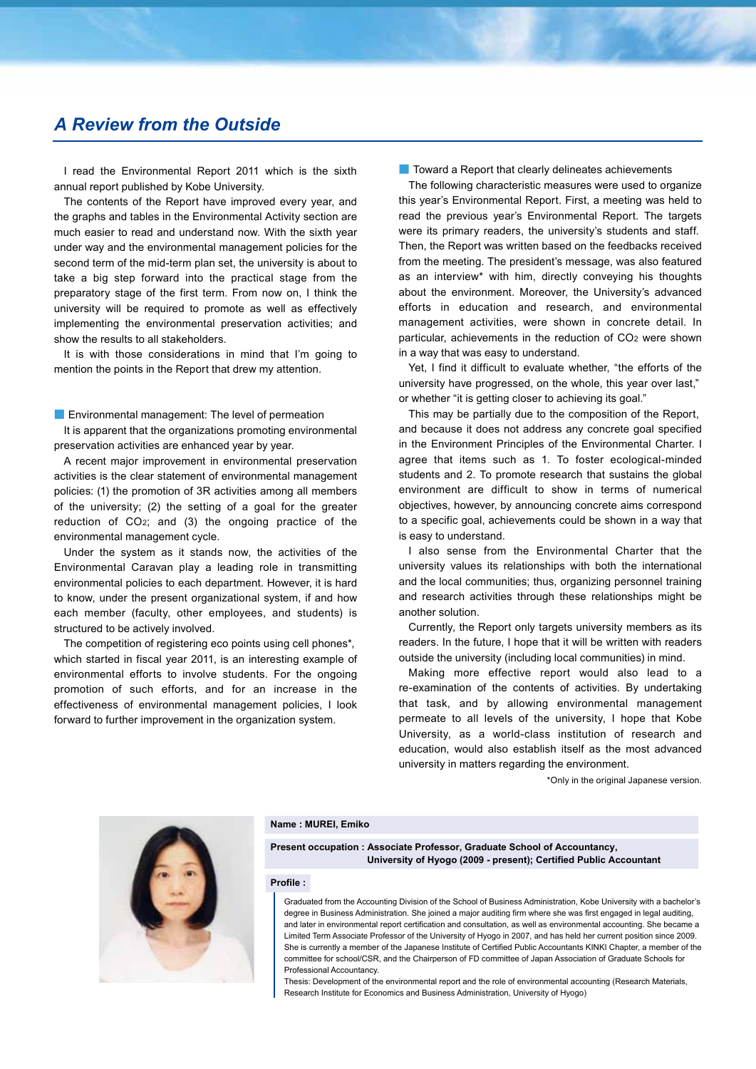## *A Review from the Outside*

I read the Environmental Report 2011 which is the sixth annual report published by Kobe University.

The contents of the Report have improved every year, and the graphs and tables in the Environmental Activity section are much easier to read and understand now. With the sixth year under way and the environmental management policies for the second term of the mid-term plan set, the university is about to take a big step forward into the practical stage from the preparatory stage of the first term. From now on, I think the university will be required to promote as well as effectively implementing the environmental preservation activities; and show the results to all stakeholders.

It is with those considerations in mind that I'm going to mention the points in the Report that drew my attention.

### ■ Environmental management: The level of permeation

It is apparent that the organizations promoting environmental preservation activities are enhanced year by year.

A recent major improvement in environmental preservation activities is the clear statement of environmental management policies: (1) the promotion of 3R activities among all members of the university; (2) the setting of a goal for the greater reduction of $CO_2$; and (3) the ongoing practice of the environmental management cycle.

Under the system as it stands now, the activities of the Environmental Caravan play a leading role in transmitting environmental policies to each department. However, it is hard to know, under the present organizational system, if and how each member (faculty, other employees, and students) is structured to be actively involved.

The competition of registering eco points using cell phones*, which started in fiscal year 2011, is an interesting example of environmental efforts to involve students. For the ongoing promotion of such efforts, and for an increase in the effectiveness of environmental management policies, I look forward to further improvement in the organization system.

### ■ Toward a Report that clearly delineates achievements

The following characteristic measures were used to organize this year's Environmental Report. First, a meeting was held to read the previous year's Environmental Report. The targets were its primary readers, the university's students and staff. Then, the Report was written based on the feedbacks received from the meeting. The president's message, was also featured as an interview* with him, directly conveying his thoughts about the environment. Moreover, the University's advanced efforts in education and research, and environmental management activities, were shown in concrete detail. In particular, achievements in the reduction of $CO_2$ were shown in a way that was easy to understand.

Yet, I find it difficult to evaluate whether, "the efforts of the university have progressed, on the whole, this year over last," or whether "it is getting closer to achieving its goal."

This may be partially due to the composition of the Report, and because it does not address any concrete goal specified in the Environment Principles of the Environmental Charter. I agree that items such as 1. To foster ecological-minded students and 2. To promote research that sustains the global environment are difficult to show in terms of numerical objectives, however, by announcing concrete aims correspond to a specific goal, achievements could be shown in a way that is easy to understand.

I also sense from the Environmental Charter that the university values its relationships with both the international and the local communities; thus, organizing personnel training and research activities through these relationships might be another solution.

Currently, the Report only targets university members as its readers. In the future, I hope that it will be written with readers outside the university (including local communities) in mind.

Making more effective report would also lead to a re-examination of the contents of activities. By undertaking that task, and by allowing environmental management permeate to all levels of the university, I hope that Kobe University, as a world-class institution of research and education, would also establish itself as the most advanced university in matters regarding the environment.

*Only in the original Japanese version.

**Name : MUREI, Emiko**

**Present occupation : Associate Professor, Graduate School of Accountancy, University of Hyogo (2009 - present); Certified Public Accountant**

**Profile :**

Graduated from the Accounting Division of the School of Business Administration, Kobe University with a bachelor's degree in Business Administration. She joined a major auditing firm where she was first engaged in legal auditing, and later in environmental report certification and consultation, as well as environmental accounting. She became a Limited Term Associate Professor of the University of Hyogo in 2007, and has held her current position since 2009. She is currently a member of the Japanese Institute of Certified Public Accountants KINKI Chapter, a member of the committee for school/CSR, and the Chairperson of FD committee of Japan Association of Graduate Schools for Professional Accountancy.

Thesis: Development of the environmental report and the role of environmental accounting (Research Materials, Research Institute for Economics and Business Administration, University of Hyogo)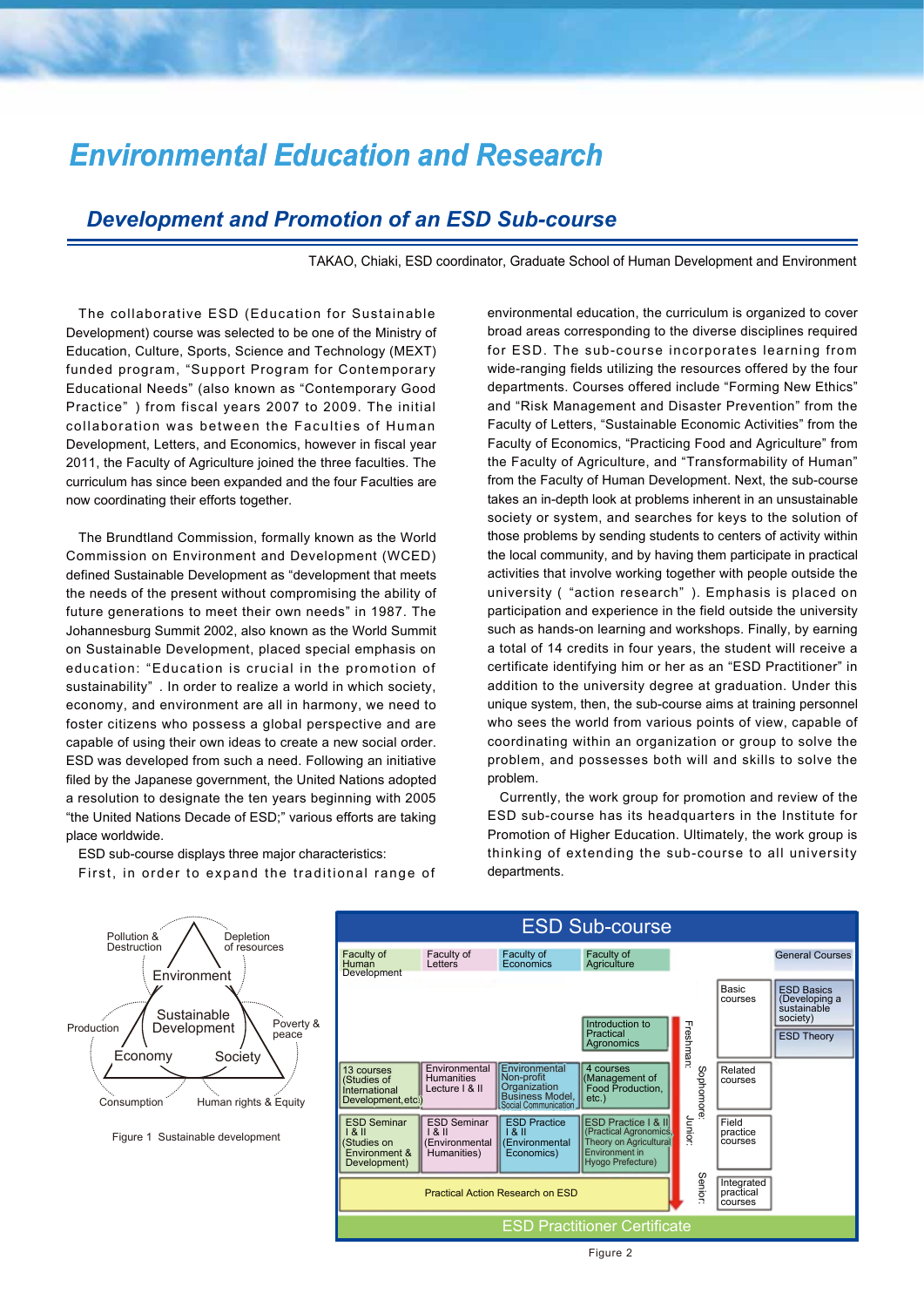# Environmental Education and Research

## Development and Promotion of an ESD Sub-course

TAKAO, Chiaki, ESD coordinator, Graduate School of Human Development and Environment

The collaborative ESD (Education for Sustainable Development) course was selected to be one of the Ministry of Education, Culture, Sports, Science and Technology (MEXT) funded program, "Support Program for Contemporary Educational Needs" (also known as "Contemporary Good Practice" ) from fiscal years 2007 to 2009. The initial collaboration was between the Faculties of Human Development, Letters, and Economics, however in fiscal year 2011, the Faculty of Agriculture joined the three faculties. The curriculum has since been expanded and the four Faculties are now coordinating their efforts together.

The Brundtland Commission, formally known as the World Commission on Environment and Development (WCED) defined Sustainable Development as "development that meets the needs of the present without compromising the ability of future generations to meet their own needs" in 1987. The Johannesburg Summit 2002, also known as the World Summit on Sustainable Development, placed special emphasis on education: "Education is crucial in the promotion of sustainability" . In order to realize a world in which society, economy, and environment are all in harmony, we need to foster citizens who possess a global perspective and are capable of using their own ideas to create a new social order. ESD was developed from such a need. Following an initiative filed by the Japanese government, the United Nations adopted a resolution to designate the ten years beginning with 2005 "the United Nations Decade of ESD;" various efforts are taking place worldwide.

ESD sub-course displays three major characteristics:

First, in order to expand the traditional range of environmental education, the curriculum is organized to cover broad areas corresponding to the diverse disciplines required for ESD. The sub-course incorporates learning from wide-ranging fields utilizing the resources offered by the four departments. Courses offered include "Forming New Ethics" and "Risk Management and Disaster Prevention" from the Faculty of Letters, "Sustainable Economic Activities" from the Faculty of Economics, "Practicing Food and Agriculture" from the Faculty of Agriculture, and "Transformability of Human" from the Faculty of Human Development. Next, the sub-course takes an in-depth look at problems inherent in an unsustainable society or system, and searches for keys to the solution of those problems by sending students to centers of activity within the local community, and by having them participate in practical activities that involve working together with people outside the university ( "action research" ). Emphasis is placed on participation and experience in the field outside the university such as hands-on learning and workshops. Finally, by earning a total of 14 credits in four years, the student will receive a certificate identifying him or her as an "ESD Practitioner" in addition to the university degree at graduation. Under this unique system, then, the sub-course aims at training personnel who sees the world from various points of view, capable of coordinating within an organization or group to solve the problem, and possesses both will and skills to solve the problem.

Currently, the work group for promotion and review of the ESD sub-course has its headquarters in the Institute for Promotion of Higher Education. Ultimately, the work group is thinking of extending the sub-course to all university departments.

Environment (Pollution & Destruction; Depletion of resources) — Sustainable Development — Economy (Production; Consumption) — Society (Poverty & peace; Human rights & Equity)

Figure 1 Sustainable development

**ESD Sub-course**

| Year | Faculty of Human Development | Faculty of Letters | Faculty of Economics | Faculty of Agriculture | | General Courses |
|---|---|---|---|---|---|---|
| Freshman | | | | Introduction to Practical Agronomics | Basic courses | ESD Basics (Developing a sustainable society); ESD Theory |
| Sophomore | 13 courses (Studies of International Development, etc.) | Environmental Humanities Lecture I & II | Environmental Non-profit Organization Business Model, Social Communication | 4 courses (Management of Food Production, etc.) | Related courses | |
| Junior | ESD Seminar I & II (Studies on Environment & Development) | ESD Seminar I & II (Environmental Humanities) | ESD Practice I & II (Environmental Economics) | ESD Practice I & II (Practical Agronomics, Theory on Agricultural Environment in Hyogo Prefecture) | Field practice courses | |
| Senior | Practical Action Research on ESD | | | | Integrated practical courses | |

ESD Practitioner Certificate

Figure 2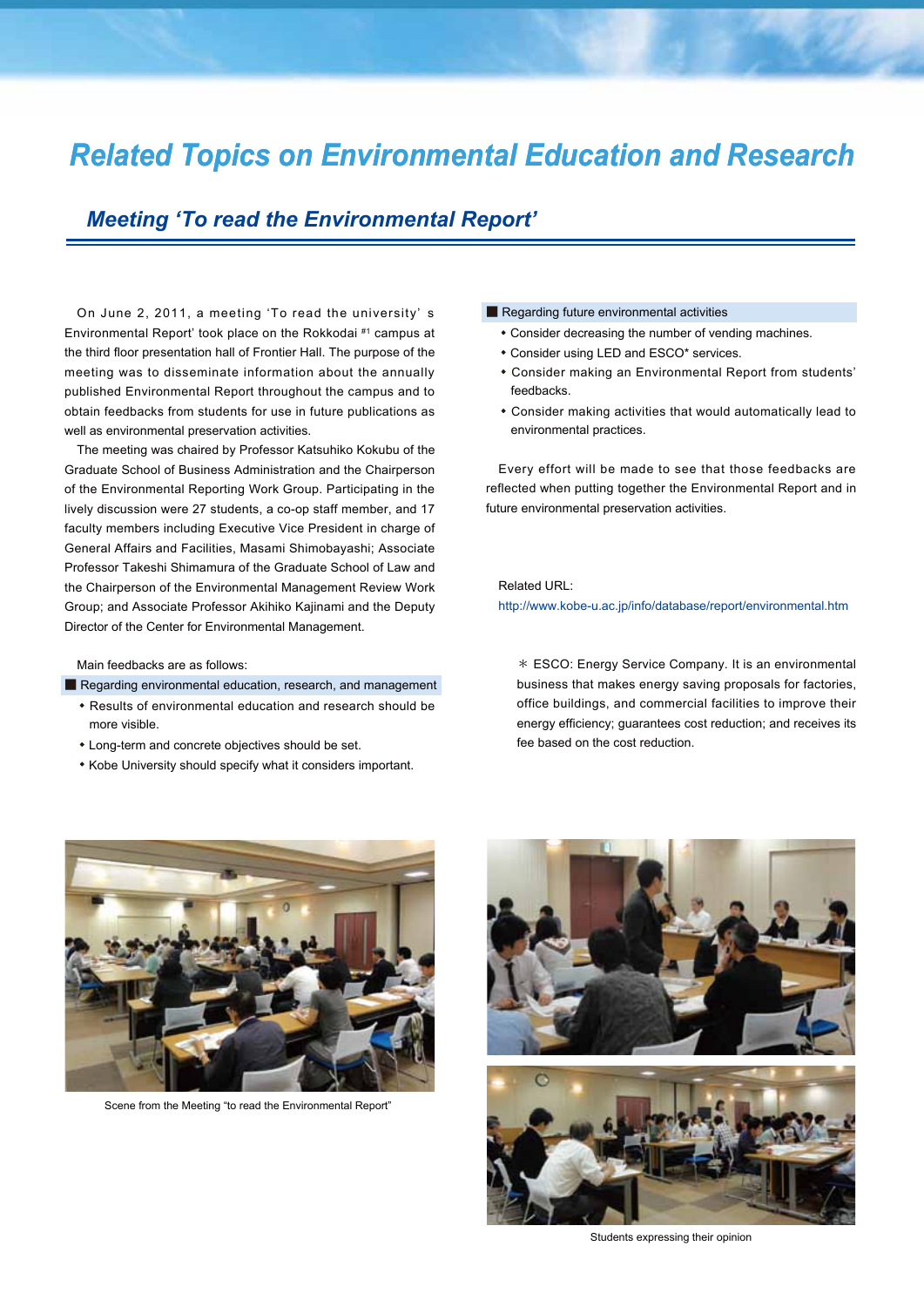# Related Topics on Environmental Education and Research

## Meeting 'To read the Environmental Report'

On June 2, 2011, a meeting 'To read the university' s Environmental Report' took place on the Rokkodai [#1] campus at the third floor presentation hall of Frontier Hall. The purpose of the meeting was to disseminate information about the annually published Environmental Report throughout the campus and to obtain feedbacks from students for use in future publications as well as environmental preservation activities.

The meeting was chaired by Professor Katsuhiko Kokubu of the Graduate School of Business Administration and the Chairperson of the Environmental Reporting Work Group. Participating in the lively discussion were 27 students, a co-op staff member, and 17 faculty members including Executive Vice President in charge of General Affairs and Facilities, Masami Shimobayashi; Associate Professor Takeshi Shimamura of the Graduate School of Law and the Chairperson of the Environmental Management Review Work Group; and Associate Professor Akihiko Kajinami and the Deputy Director of the Center for Environmental Management.

Main feedbacks are as follows:

■ Regarding environmental education, research, and management

- Results of environmental education and research should be more visible.
- Long-term and concrete objectives should be set.
- Kobe University should specify what it considers important.

■ Regarding future environmental activities

- Consider decreasing the number of vending machines.
- Consider using LED and ESCO* services.
- Consider making an Environmental Report from students' feedbacks.
- Consider making activities that would automatically lead to environmental practices.

Every effort will be made to see that those feedbacks are reflected when putting together the Environmental Report and in future environmental preservation activities.

Related URL:
http://www.kobe-u.ac.jp/info/database/report/environmental.htm

＊ESCO: Energy Service Company. It is an environmental business that makes energy saving proposals for factories, office buildings, and commercial facilities to improve their energy efficiency; guarantees cost reduction; and receives its fee based on the cost reduction.

Scene from the Meeting "to read the Environmental Report"

Students expressing their opinion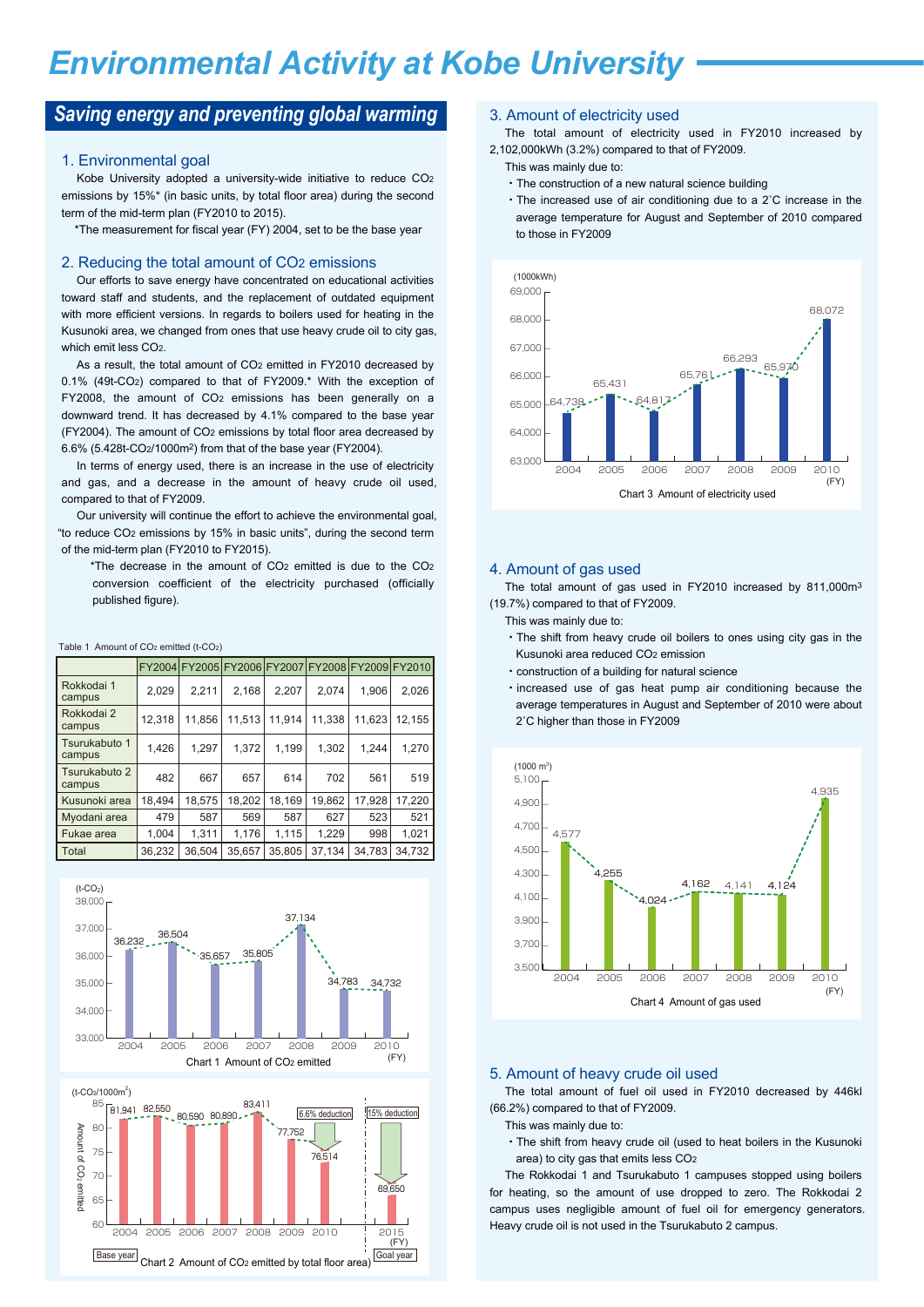# Environmental Activity at Kobe University

## Saving energy and preventing global warming

### 1. Environmental goal

Kobe University adopted a university-wide initiative to reduce $CO_2$ emissions by 15%* (in basic units, by total floor area) during the second term of the mid-term plan (FY2010 to 2015).

*The measurement for fiscal year (FY) 2004, set to be the base year

### 2. Reducing the total amount of $CO_2$ emissions

Our efforts to save energy have concentrated on educational activities toward staff and students, and the replacement of outdated equipment with more efficient versions. In regards to boilers used for heating in the Kusunoki area, we changed from ones that use heavy crude oil to city gas, which emit less $CO_2$.

As a result, the total amount of $CO_2$ emitted in FY2010 decreased by 0.1% (49t-$CO_2$) compared to that of FY2009.* With the exception of FY2008, the amount of $CO_2$ emissions has been generally on a downward trend. It has decreased by 4.1% compared to the base year (FY2004). The amount of $CO_2$ emissions by total floor area decreased by 6.6% (5.428t-$CO_2$/1000m$^2$) from that of the base year (FY2004).

In terms of energy used, there is an increase in the use of electricity and gas, and a decrease in the amount of heavy crude oil used, compared to that of FY2009.

Our university will continue the effort to achieve the environmental goal, "to reduce $CO_2$ emissions by 15% in basic units", during the second term of the mid-term plan (FY2010 to FY2015).

*The decrease in the amount of $CO_2$ emitted is due to the $CO_2$ conversion coefficient of the electricity purchased (officially published figure).

Table 1 Amount of $CO_2$ emitted (t-$CO_2$)

| | FY2004 | FY2005 | FY2006 | FY2007 | FY2008 | FY2009 | FY2010 |
|---|---|---|---|---|---|---|---|
| Rokkodai 1 campus | 2,029 | 2,211 | 2,168 | 2,207 | 2,074 | 1,906 | 2,026 |
| Rokkodai 2 campus | 12,318 | 11,856 | 11,513 | 11,914 | 11,338 | 11,623 | 12,155 |
| Tsurukabuto 1 campus | 1,426 | 1,297 | 1,372 | 1,199 | 1,302 | 1,244 | 1,270 |
| Tsurukabuto 2 campus | 482 | 667 | 657 | 614 | 702 | 561 | 519 |
| Kusunoki area | 18,494 | 18,575 | 18,202 | 18,169 | 19,862 | 17,928 | 17,220 |
| Myodani area | 479 | 587 | 569 | 587 | 627 | 523 | 521 |
| Fukae area | 1,004 | 1,311 | 1,176 | 1,115 | 1,229 | 998 | 1,021 |
| Total | 36,232 | 36,504 | 35,657 | 35,805 | 37,134 | 34,783 | 34,732 |

Chart 1 Amount of $CO_2$ emitted

| FY | 2004 | 2005 | 2006 | 2007 | 2008 | 2009 | 2010 |
|---|---|---|---|---|---|---|---|
| t-$CO_2$ | 36,232 | 36,504 | 35,657 | 35,805 | 37,134 | 34,783 | 34,732 |

Chart 2 Amount of $CO_2$ emitted by total floor area

| FY | 2004 (Base year) | 2005 | 2006 | 2007 | 2008 | 2009 | 2010 | 2015 (Goal year) |
|---|---|---|---|---|---|---|---|---|
| t-$CO_2$/1000m$^2$ | 81,941 | 82,550 | 80,590 | 80,890 | 83,411 | 77,752 | 76,514 | 69,650 |

(6.6% deduction in 2010; 15% deduction by 2015)

### 3. Amount of electricity used

The total amount of electricity used in FY2010 increased by 2,102,000kWh (3.2%) compared to that of FY2009.

This was mainly due to:

- The construction of a new natural science building
- The increased use of air conditioning due to a 2˚C increase in the average temperature for August and September of 2010 compared to those in FY2009

Chart 3 Amount of electricity used

| FY | 2004 | 2005 | 2006 | 2007 | 2008 | 2009 | 2010 |
|---|---|---|---|---|---|---|---|
| 1000kWh | 64,738 | 65,431 | 64,817 | 65,761 | 66,293 | 65,970 | 68,072 |

### 4. Amount of gas used

The total amount of gas used in FY2010 increased by 811,000m$^3$ (19.7%) compared to that of FY2009.

This was mainly due to:

- The shift from heavy crude oil boilers to ones using city gas in the Kusunoki area reduced $CO_2$ emission
- construction of a building for natural science
- increased use of gas heat pump air conditioning because the average temperatures in August and September of 2010 were about 2˚C higher than those in FY2009

Chart 4 Amount of gas used

| FY | 2004 | 2005 | 2006 | 2007 | 2008 | 2009 | 2010 |
|---|---|---|---|---|---|---|---|
| 1000 m$^3$ | 4,577 | 4,255 | 4,024 | 4,162 | 4,141 | 4,124 | 4,935 |

### 5. Amount of heavy crude oil used

The total amount of fuel oil used in FY2010 decreased by 446kl (66.2%) compared to that of FY2009.

This was mainly due to:

- The shift from heavy crude oil (used to heat boilers in the Kusunoki area) to city gas that emits less $CO_2$

The Rokkodai 1 and Tsurukabuto 1 campuses stopped using boilers for heating, so the amount of use dropped to zero. The Rokkodai 2 campus uses negligible amount of fuel oil for emergency generators. Heavy crude oil is not used in the Tsurukabuto 2 campus.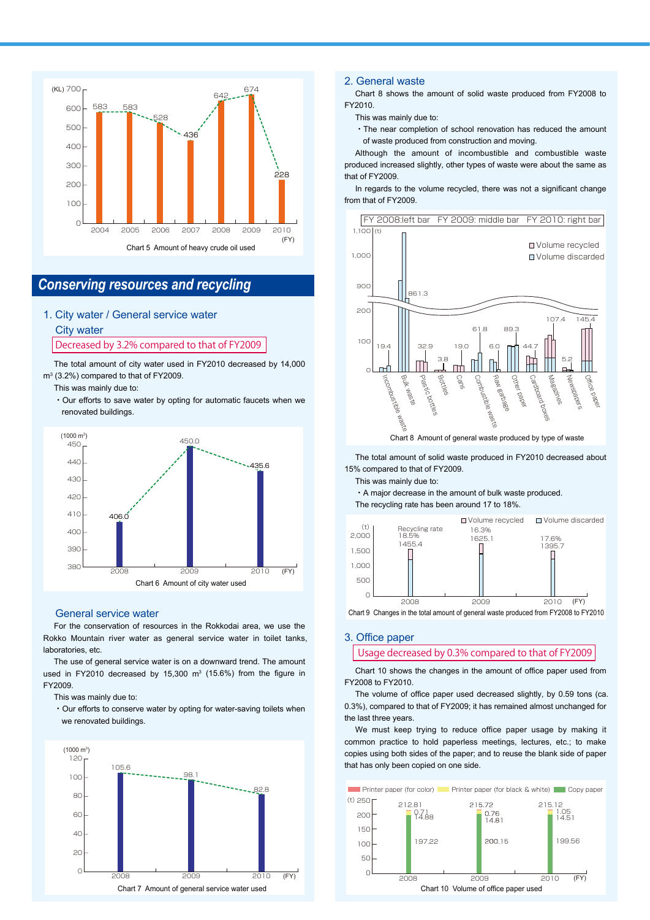| FY | 2004 | 2005 | 2006 | 2007 | 2008 | 2009 | 2010 |
|---|---|---|---|---|---|---|---|
| Amount (KL) | 583 | 583 | 528 | 436 | 642 | 674 | 228 |

Chart 5 Amount of heavy crude oil used

# *Conserving resources and recycling*

## 1. City water / General service water

### City water

Decreased by 3.2% compared to that of FY2009

The total amount of city water used in FY2010 decreased by 14,000 $m^3$ (3.2%) compared to that of FY2009.

This was mainly due to:

・Our efforts to save water by opting for automatic faucets when we renovated buildings.

| FY | 2008 | 2009 | 2010 |
|---|---|---|---|
| Amount (1000 $m^3$) | 406.0 | 450.0 | 435.6 |

Chart 6 Amount of city water used

### General service water

For the conservation of resources in the Rokkodai area, we use the Rokko Mountain river water as general service water in toilet tanks, laboratories, etc.

The use of general service water is on a downward trend. The amount used in FY2010 decreased by 15,300 $m^3$ (15.6%) from the figure in FY2009.

This was mainly due to:

・Our efforts to conserve water by opting for water-saving toilets when we renovated buildings.

| FY | 2008 | 2009 | 2010 |
|---|---|---|---|
| Amount (1000 $m^3$) | 105.6 | 98.1 | 82.8 |

Chart 7 Amount of general service water used

## 2. General waste

Chart 8 shows the amount of solid waste produced from FY2008 to FY2010.

This was mainly due to:

・The near completion of school renovation has reduced the amount of waste produced from construction and moving.

Although the amount of incombustible and combustible waste produced increased slightly, other types of waste were about the same as that of FY2009.

In regards to the volume recycled, there was not a significant change from that of FY2009.

FY 2008:left bar FY 2009: middle bar FY 2010: right bar

Volume recycled / Volume discarded (t)

| Type of waste | FY2010 (t) |
|---|---|
| Incombustible waste | 19.4 |
| Bulk waste | 861.3 |
| Plastic bottles | 32.9 |
| Bottles | 3.8 |
| Cans | 19.0 |
| Combustible waste | 61.8 |
| Raw garbage | 6.0 |
| Other paper | 89.3 |
| Cardboard boxes | 44.7 |
| Magazines | 107.4 |
| Newspapers | 5.2 |
| Office paper | 145.4 |

Chart 8 Amount of general waste produced by type of waste

The total amount of solid waste produced in FY2010 decreased about 15% compared to that of FY2009.

This was mainly due to:

・A major decrease in the amount of bulk waste produced.

The recycling rate has been around 17 to 18%.

| FY | 2008 | 2009 | 2010 |
|---|---|---|---|
| Total (t) | 1455.4 | 1625.1 | 1395.7 |
| Recycling rate | 18.5% | 16.3% | 17.6% |

Chart 9 Changes in the total amount of general waste produced from FY2008 to FY2010

## 3. Office paper

Usage decreased by 0.3% compared to that of FY2009

Chart 10 shows the changes in the amount of office paper used from FY2008 to FY2010.

The volume of office paper used decreased slightly, by 0.59 tons (ca. 0.3%), compared to that of FY2009; it has remained almost unchanged for the last three years.

We must keep trying to reduce office paper usage by making it common practice to hold paperless meetings, lectures, etc.; to make copies using both sides of the paper; and to reuse the blank side of paper that has only been copied on one side.

| FY | Printer paper (for color) (t) | Printer paper (for black & white) (t) | Copy paper (t) | Total (t) |
|---|---|---|---|---|
| 2008 | 0.71 | 14.88 | 197.22 | 212.81 |
| 2009 | 0.76 | 14.81 | 200.15 | 215.72 |
| 2010 | 1.05 | 14.51 | 199.56 | 215.12 |

Chart 10 Volume of office paper used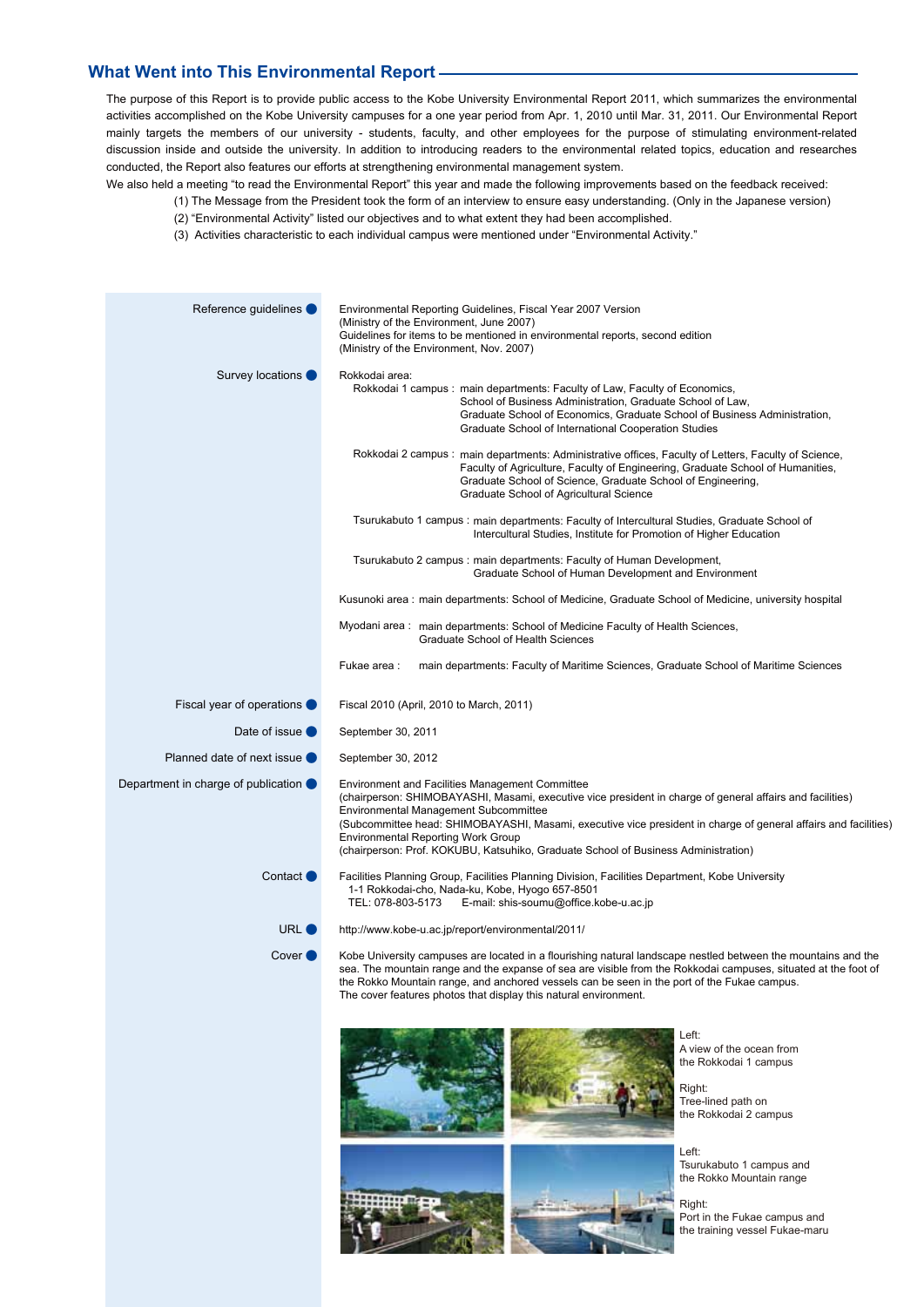## What Went into This Environmental Report

The purpose of this Report is to provide public access to the Kobe University Environmental Report 2011, which summarizes the environmental activities accomplished on the Kobe University campuses for a one year period from Apr. 1, 2010 until Mar. 31, 2011. Our Environmental Report mainly targets the members of our university - students, faculty, and other employees for the purpose of stimulating environment-related discussion inside and outside the university. In addition to introducing readers to the environmental related topics, education and researches conducted, the Report also features our efforts at strengthening environmental management system.

We also held a meeting "to read the Environmental Report" this year and made the following improvements based on the feedback received:

(1) The Message from the President took the form of an interview to ensure easy understanding. (Only in the Japanese version)
(2) "Environmental Activity" listed our objectives and to what extent they had been accomplished.
(3) Activities characteristic to each individual campus were mentioned under "Environmental Activity."

| | |
|---|---|
| Reference guidelines | Environmental Reporting Guidelines, Fiscal Year 2007 Version (Ministry of the Environment, June 2007)<br>Guidelines for items to be mentioned in environmental reports, second edition (Ministry of the Environment, Nov. 2007) |
| Survey locations | Rokkodai area:<br>Rokkodai 1 campus : main departments: Faculty of Law, Faculty of Economics, School of Business Administration, Graduate School of Law, Graduate School of Economics, Graduate School of Business Administration, Graduate School of International Cooperation Studies<br>Rokkodai 2 campus : main departments: Administrative offices, Faculty of Letters, Faculty of Science, Faculty of Agriculture, Faculty of Engineering, Graduate School of Humanities, Graduate School of Science, Graduate School of Engineering, Graduate School of Agricultural Science<br>Tsurukabuto 1 campus : main departments: Faculty of Intercultural Studies, Graduate School of Intercultural Studies, Institute for Promotion of Higher Education<br>Tsurukabuto 2 campus : main departments: Faculty of Human Development, Graduate School of Human Development and Environment<br>Kusunoki area : main departments: School of Medicine, Graduate School of Medicine, university hospital<br>Myodani area : main departments: School of Medicine Faculty of Health Sciences, Graduate School of Health Sciences<br>Fukae area : main departments: Faculty of Maritime Sciences, Graduate School of Maritime Sciences |
| Fiscal year of operations | Fiscal 2010 (April, 2010 to March, 2011) |
| Date of issue | September 30, 2011 |
| Planned date of next issue | September 30, 2012 |
| Department in charge of publication | Environment and Facilities Management Committee<br>(chairperson: SHIMOBAYASHI, Masami, executive vice president in charge of general affairs and facilities)<br>Environmental Management Subcommittee<br>(Subcommittee head: SHIMOBAYASHI, Masami, executive vice president in charge of general affairs and facilities)<br>Environmental Reporting Work Group<br>(chairperson: Prof. KOKUBU, Katsuhiko, Graduate School of Business Administration) |
| Contact | Facilities Planning Group, Facilities Planning Division, Facilities Department, Kobe University<br>1-1 Rokkodai-cho, Nada-ku, Kobe, Hyogo 657-8501<br>TEL: 078-803-5173 E-mail: shis-soumu@office.kobe-u.ac.jp |
| URL | http://www.kobe-u.ac.jp/report/environmental/2011/ |
| Cover | Kobe University campuses are located in a flourishing natural landscape nestled between the mountains and the sea. The mountain range and the expanse of sea are visible from the Rokkodai campuses, situated at the foot of the Rokko Mountain range, and anchored vessels can be seen in the port of the Fukae campus.<br>The cover features photos that display this natural environment. |

Left:
A view of the ocean from the Rokkodai 1 campus

Right:
Tree-lined path on the Rokkodai 2 campus

Left:
Tsurukabuto 1 campus and the Rokko Mountain range

Right:
Port in the Fukae campus and the training vessel Fukae-maru